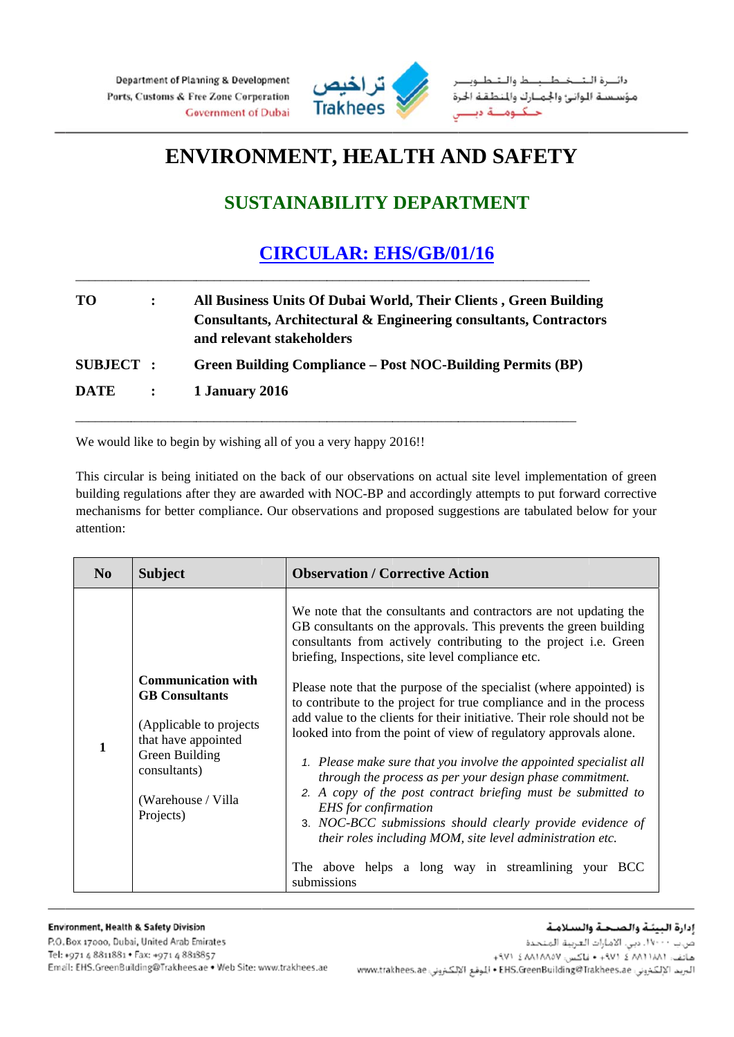# ENVIRONMENT, HEALTH AND SAFETY

## SUSTAINABILITY DEPARTMENT

## CIRCULAR: EHS/GB/01/16

**TO** : **All Business Units Of Dubai World, Their Clients , Green Building Consultants, Architectural & Engineering consultants, Contractors and relevant stakeholders**

**SUBJECT** : **Green Building Compliance – Post NOC-Building Permits (BP)**

**DATE** : **1 January 2016**

We would like to begin by wishing all of you a very happy 2016!!

This circular is being initiated on the back of our observations on actual site level implementation of green building regulations after they are awarded with NOC-BP and accordingly attempts to put forward corrective mechanisms for better compliance. Our observations and proposed suggestions are tabulated below for your attention:

| No | Subject | Observation / Corrective Action |
|---|---|---|
| 1 | **Communication with GB Consultants**<br><br>(Applicable to projects that have appointed Green Building consultants)<br><br>(Warehouse / Villa Projects) | We note that the consultants and contractors are not updating the GB consultants on the approvals. This prevents the green building consultants from actively contributing to the project i.e. Green briefing, Inspections, site level compliance etc.<br><br>Please note that the purpose of the specialist (where appointed) is to contribute to the project for true compliance and in the process add value to the clients for their initiative. Their role should not be looked into from the point of view of regulatory approvals alone.<br><br>1. *Please make sure that you involve the appointed specialist all through the process as per your design phase commitment.*<br>2. *A copy of the post contract briefing must be submitted to EHS for confirmation*<br>3. *NOC-BCC submissions should clearly provide evidence of their roles including MOM, site level administration etc.*<br><br>The above helps a long way in streamlining your BCC submissions |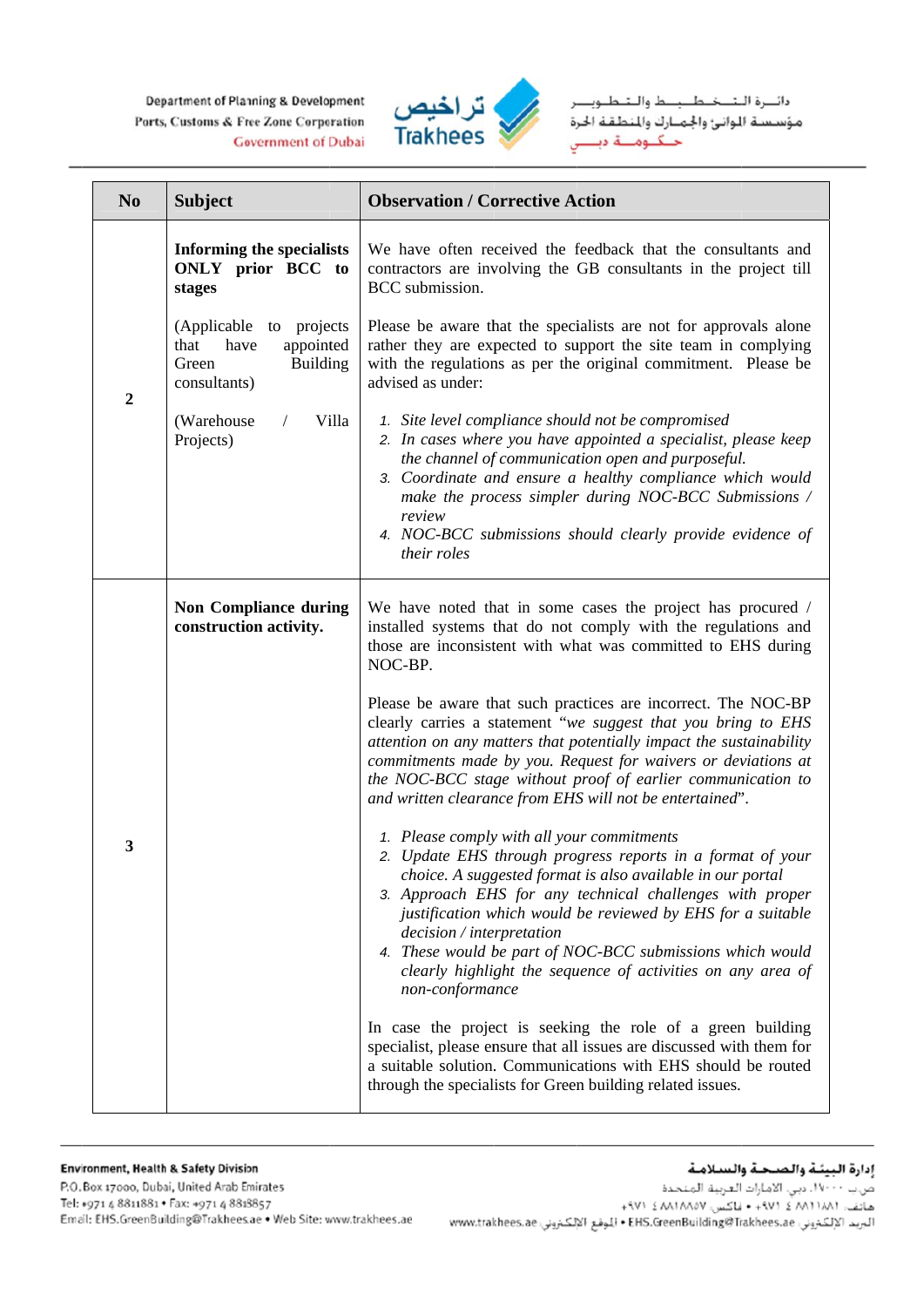| No | Subject | Observation / Corrective Action |
|---|---|---|
| 2 | **Informing the specialists ONLY prior BCC to stages**<br><br>(Applicable to projects that have appointed Green Building consultants)<br><br>(Warehouse / Villa Projects) | We have often received the feedback that the consultants and contractors are involving the GB consultants in the project till BCC submission.<br><br>Please be aware that the specialists are not for approvals alone rather they are expected to support the site team in complying with the regulations as per the original commitment. Please be advised as under:<br><br>1. *Site level compliance should not be compromised*<br>2. *In cases where you have appointed a specialist, please keep the channel of communication open and purposeful.*<br>3. *Coordinate and ensure a healthy compliance which would make the process simpler during NOC-BCC Submissions / review*<br>4. *NOC-BCC submissions should clearly provide evidence of their roles* |
| 3 | **Non Compliance during construction activity.** | We have noted that in some cases the project has procured / installed systems that do not comply with the regulations and those are inconsistent with what was committed to EHS during NOC-BP.<br><br>Please be aware that such practices are incorrect. The NOC-BP clearly carries a statement "*we suggest that you bring to EHS attention on any matters that potentially impact the sustainability commitments made by you. Request for waivers or deviations at the NOC-BCC stage without proof of earlier communication to and written clearance from EHS will not be entertained*".<br><br>1. *Please comply with all your commitments*<br>2. *Update EHS through progress reports in a format of your choice. A suggested format is also available in our portal*<br>3. *Approach EHS for any technical challenges with proper justification which would be reviewed by EHS for a suitable decision / interpretation*<br>4. *These would be part of NOC-BCC submissions which would clearly highlight the sequence of activities on any area of non-conformance*<br><br>In case the project is seeking the role of a green building specialist, please ensure that all issues are discussed with them for a suitable solution. Communications with EHS should be routed through the specialists for Green building related issues. |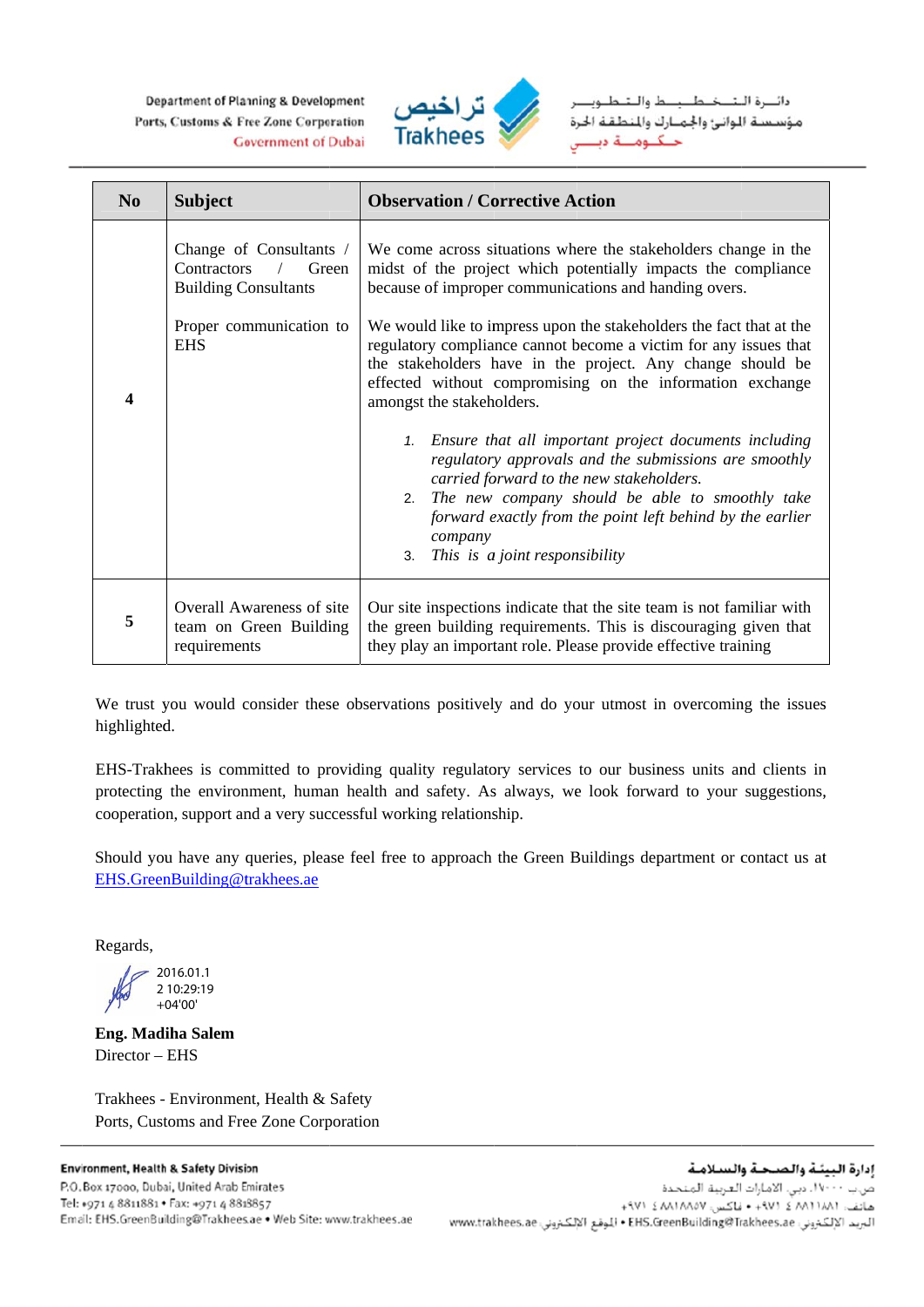| No | Subject | Observation / Corrective Action |
|---|---|---|
| 4 | Change of Consultants / Contractors / Green Building Consultants<br><br>Proper communication to EHS | We come across situations where the stakeholders change in the midst of the project which potentially impacts the compliance because of improper communications and handing overs.<br><br>We would like to impress upon the stakeholders the fact that at the regulatory compliance cannot become a victim for any issues that the stakeholders have in the project. Any change should be effected without compromising on the information exchange amongst the stakeholders.<br><br>1. *Ensure that all important project documents including regulatory approvals and the submissions are smoothly carried forward to the new stakeholders.*<br>2. *The new company should be able to smoothly take forward exactly from the point left behind by the earlier company*<br>3. *This is a joint responsibility* |
| 5 | Overall Awareness of site team on Green Building requirements | Our site inspections indicate that the site team is not familiar with the green building requirements. This is discouraging given that they play an important role. Please provide effective training |

We trust you would consider these observations positively and do your utmost in overcoming the issues highlighted.

EHS-Trakhees is committed to providing quality regulatory services to our business units and clients in protecting the environment, human health and safety. As always, we look forward to your suggestions, cooperation, support and a very successful working relationship.

Should you have any queries, please feel free to approach the Green Buildings department or contact us at EHS.GreenBuilding@trakhees.ae

Regards,

2016.01.12 10:29:19 +04'00'

**Eng. Madiha Salem**
Director – EHS

Trakhees - Environment, Health & Safety
Ports, Customs and Free Zone Corporation